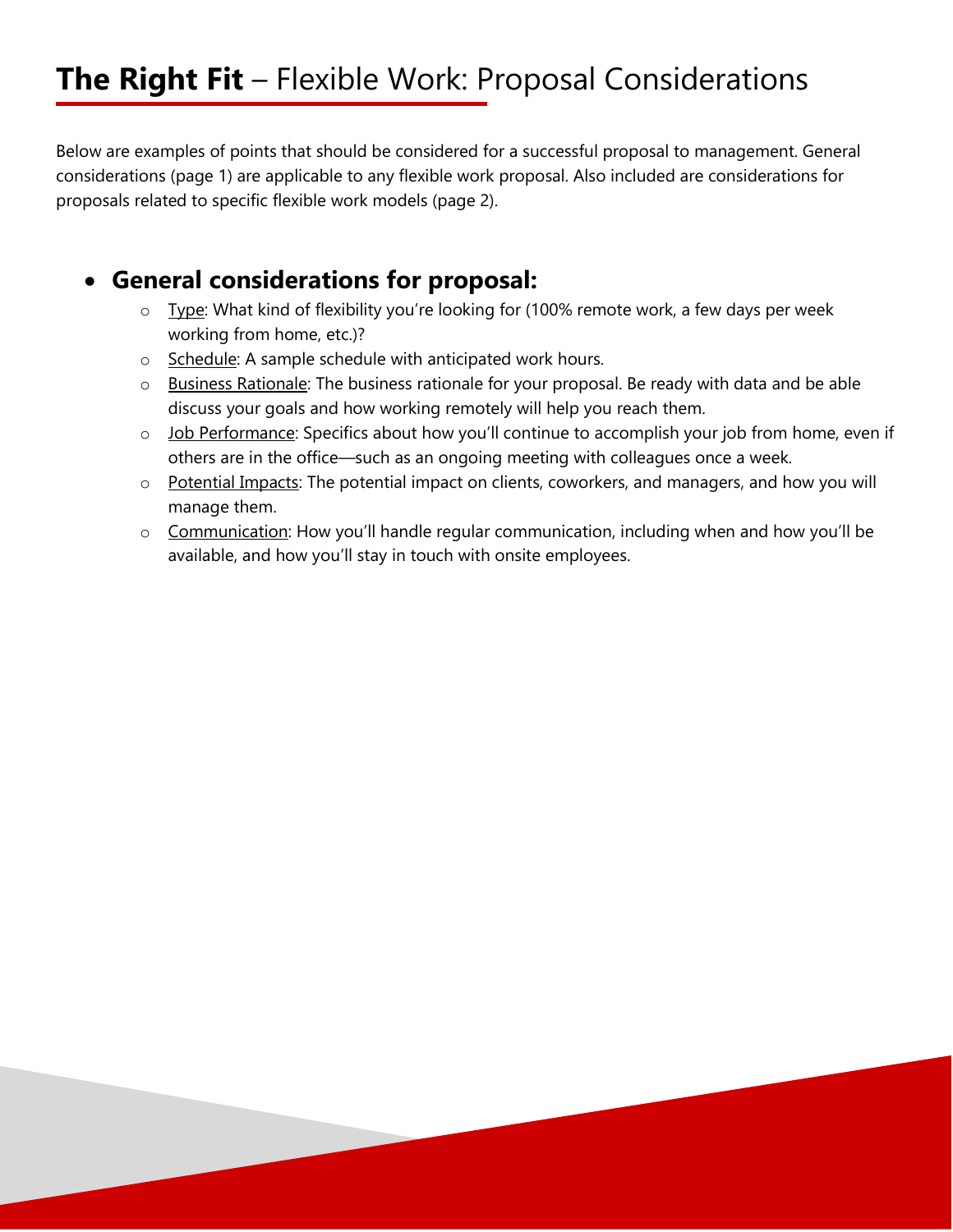# **The Right Fit** – Flexible Work: Proposal Considerations

Below are examples of points that should be considered for a successful proposal to management. General considerations (page 1) are applicable to any flexible work proposal. Also included are considerations for proposals related to specific flexible work models (page 2).

- **General considerations for proposal:**
  - Type: What kind of flexibility you're looking for (100% remote work, a few days per week working from home, etc.)?
  - Schedule: A sample schedule with anticipated work hours.
  - Business Rationale: The business rationale for your proposal. Be ready with data and be able discuss your goals and how working remotely will help you reach them.
  - Job Performance: Specifics about how you'll continue to accomplish your job from home, even if others are in the office—such as an ongoing meeting with colleagues once a week.
  - Potential Impacts: The potential impact on clients, coworkers, and managers, and how you will manage them.
  - Communication: How you'll handle regular communication, including when and how you'll be available, and how you'll stay in touch with onsite employees.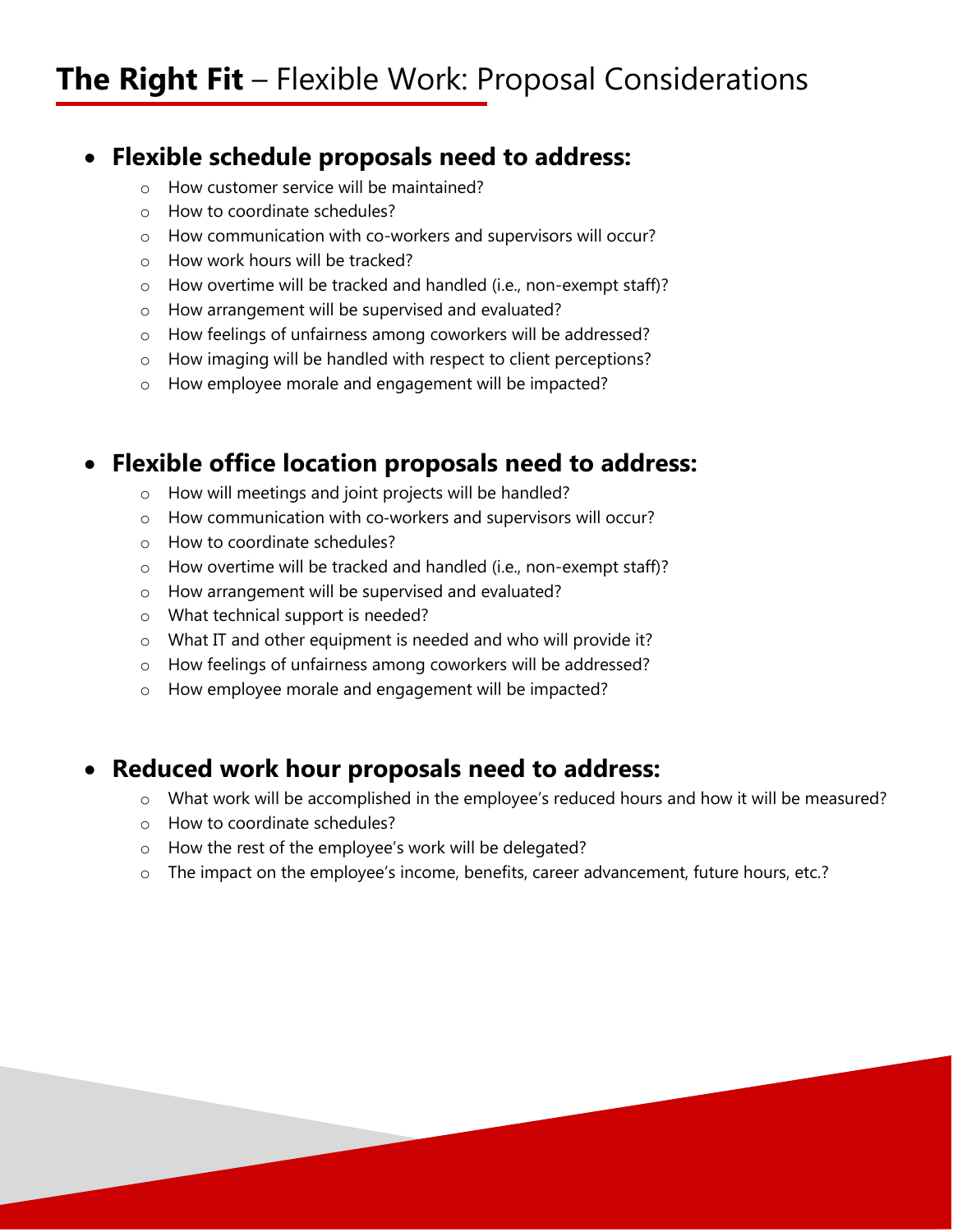# **The Right Fit** – Flexible Work: Proposal Considerations

- **Flexible schedule proposals need to address:**
  - How customer service will be maintained?
  - How to coordinate schedules?
  - How communication with co-workers and supervisors will occur?
  - How work hours will be tracked?
  - How overtime will be tracked and handled (i.e., non-exempt staff)?
  - How arrangement will be supervised and evaluated?
  - How feelings of unfairness among coworkers will be addressed?
  - How imaging will be handled with respect to client perceptions?
  - How employee morale and engagement will be impacted?

- **Flexible office location proposals need to address:**
  - How will meetings and joint projects will be handled?
  - How communication with co-workers and supervisors will occur?
  - How to coordinate schedules?
  - How overtime will be tracked and handled (i.e., non-exempt staff)?
  - How arrangement will be supervised and evaluated?
  - What technical support is needed?
  - What IT and other equipment is needed and who will provide it?
  - How feelings of unfairness among coworkers will be addressed?
  - How employee morale and engagement will be impacted?

- **Reduced work hour proposals need to address:**
  - What work will be accomplished in the employee's reduced hours and how it will be measured?
  - How to coordinate schedules?
  - How the rest of the employee's work will be delegated?
  - The impact on the employee's income, benefits, career advancement, future hours, etc.?